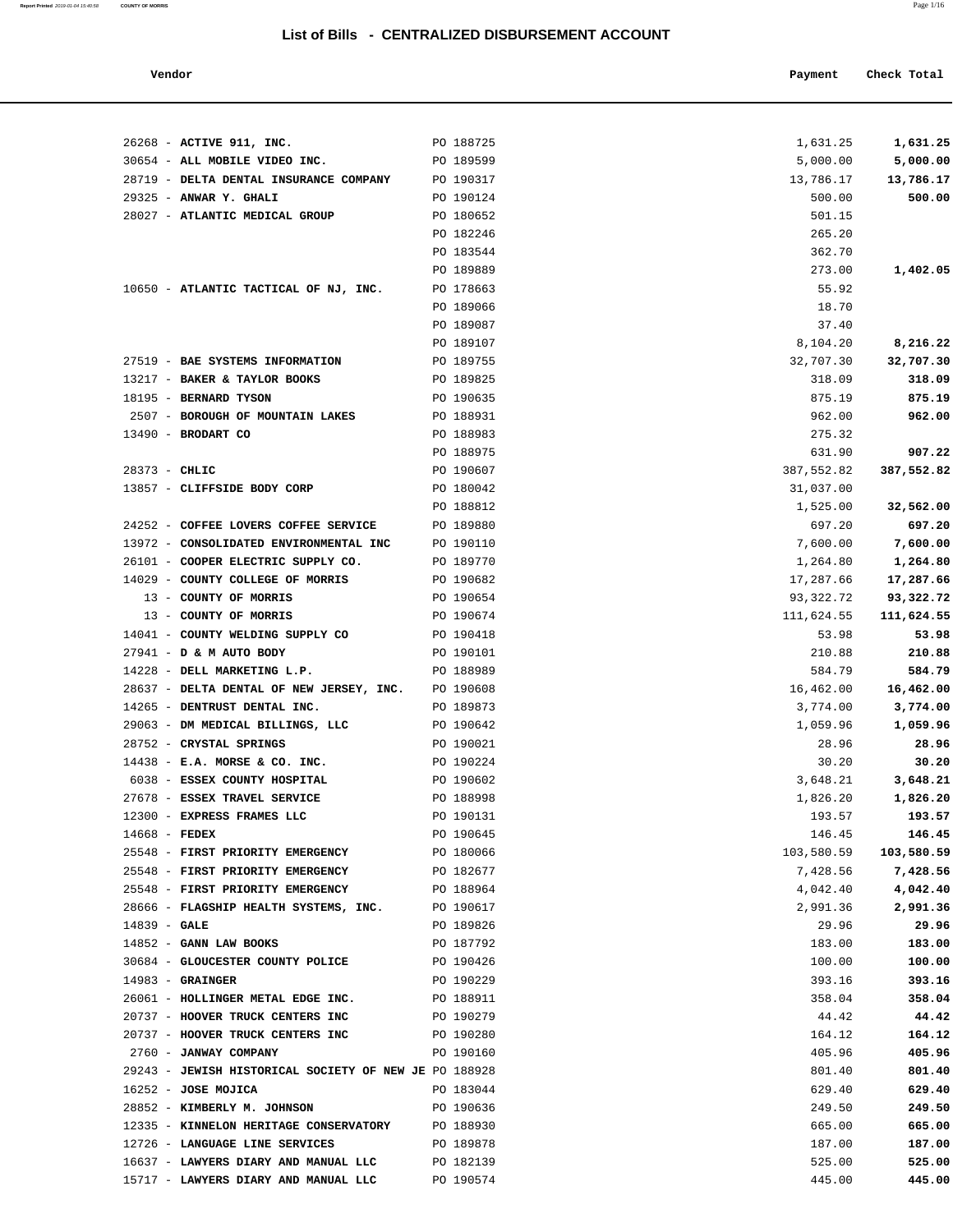# List of Bills - CENTRALIZED DISBURSEMENT ACCOUNT

| Vendor | | Payment | Check Total |
|---|---|---|---|
| 26268 - **ACTIVE 911, INC.** | PO 188725 | 1,631.25 | **1,631.25** |
| 30654 - **ALL MOBILE VIDEO INC.** | PO 189599 | 5,000.00 | **5,000.00** |
| 28719 - **DELTA DENTAL INSURANCE COMPANY** | PO 190317 | 13,786.17 | **13,786.17** |
| 29325 - **ANWAR Y. GHALI** | PO 190124 | 500.00 | **500.00** |
| 28027 - **ATLANTIC MEDICAL GROUP** | PO 180652 | 501.15 | |
| | PO 182246 | 265.20 | |
| | PO 183544 | 362.70 | |
| | PO 189889 | 273.00 | **1,402.05** |
| 10650 - **ATLANTIC TACTICAL OF NJ, INC.** | PO 178663 | 55.92 | |
| | PO 189066 | 18.70 | |
| | PO 189087 | 37.40 | |
| | PO 189107 | 8,104.20 | **8,216.22** |
| 27519 - **BAE SYSTEMS INFORMATION** | PO 189755 | 32,707.30 | **32,707.30** |
| 13217 - **BAKER & TAYLOR BOOKS** | PO 189825 | 318.09 | **318.09** |
| 18195 - **BERNARD TYSON** | PO 190635 | 875.19 | **875.19** |
| 2507 - **BOROUGH OF MOUNTAIN LAKES** | PO 188931 | 962.00 | **962.00** |
| 13490 - **BRODART CO** | PO 188983 | 275.32 | |
| | PO 188975 | 631.90 | **907.22** |
| 28373 - **CHLIC** | PO 190607 | 387,552.82 | **387,552.82** |
| 13857 - **CLIFFSIDE BODY CORP** | PO 180042 | 31,037.00 | |
| | PO 188812 | 1,525.00 | **32,562.00** |
| 24252 - **COFFEE LOVERS COFFEE SERVICE** | PO 189880 | 697.20 | **697.20** |
| 13972 - **CONSOLIDATED ENVIRONMENTAL INC** | PO 190110 | 7,600.00 | **7,600.00** |
| 26101 - **COOPER ELECTRIC SUPPLY CO.** | PO 189770 | 1,264.80 | **1,264.80** |
| 14029 - **COUNTY COLLEGE OF MORRIS** | PO 190682 | 17,287.66 | **17,287.66** |
| 13 - **COUNTY OF MORRIS** | PO 190654 | 93,322.72 | **93,322.72** |
| 13 - **COUNTY OF MORRIS** | PO 190674 | 111,624.55 | **111,624.55** |
| 14041 - **COUNTY WELDING SUPPLY CO** | PO 190418 | 53.98 | **53.98** |
| 27941 - **D & M AUTO BODY** | PO 190101 | 210.88 | **210.88** |
| 14228 - **DELL MARKETING L.P.** | PO 188989 | 584.79 | **584.79** |
| 28637 - **DELTA DENTAL OF NEW JERSEY, INC.** | PO 190608 | 16,462.00 | **16,462.00** |
| 14265 - **DENTRUST DENTAL INC.** | PO 189873 | 3,774.00 | **3,774.00** |
| 29063 - **DM MEDICAL BILLINGS, LLC** | PO 190642 | 1,059.96 | **1,059.96** |
| 28752 - **CRYSTAL SPRINGS** | PO 190021 | 28.96 | **28.96** |
| 14438 - **E.A. MORSE & CO. INC.** | PO 190224 | 30.20 | **30.20** |
| 6038 - **ESSEX COUNTY HOSPITAL** | PO 190602 | 3,648.21 | **3,648.21** |
| 27678 - **ESSEX TRAVEL SERVICE** | PO 188998 | 1,826.20 | **1,826.20** |
| 12300 - **EXPRESS FRAMES LLC** | PO 190131 | 193.57 | **193.57** |
| 14668 - **FEDEX** | PO 190645 | 146.45 | **146.45** |
| 25548 - **FIRST PRIORITY EMERGENCY** | PO 180066 | 103,580.59 | **103,580.59** |
| 25548 - **FIRST PRIORITY EMERGENCY** | PO 182677 | 7,428.56 | **7,428.56** |
| 25548 - **FIRST PRIORITY EMERGENCY** | PO 188964 | 4,042.40 | **4,042.40** |
| 28666 - **FLAGSHIP HEALTH SYSTEMS, INC.** | PO 190617 | 2,991.36 | **2,991.36** |
| 14839 - **GALE** | PO 189826 | 29.96 | **29.96** |
| 14852 - **GANN LAW BOOKS** | PO 187792 | 183.00 | **183.00** |
| 30684 - **GLOUCESTER COUNTY POLICE** | PO 190426 | 100.00 | **100.00** |
| 14983 - **GRAINGER** | PO 190229 | 393.16 | **393.16** |
| 26061 - **HOLLINGER METAL EDGE INC.** | PO 188911 | 358.04 | **358.04** |
| 20737 - **HOOVER TRUCK CENTERS INC** | PO 190279 | 44.42 | **44.42** |
| 20737 - **HOOVER TRUCK CENTERS INC** | PO 190280 | 164.12 | **164.12** |
| 2760 - **JANWAY COMPANY** | PO 190160 | 405.96 | **405.96** |
| 29243 - **JEWISH HISTORICAL SOCIETY OF NEW JE** | PO 188928 | 801.40 | **801.40** |
| 16252 - **JOSE MOJICA** | PO 183044 | 629.40 | **629.40** |
| 28852 - **KIMBERLY M. JOHNSON** | PO 190636 | 249.50 | **249.50** |
| 12335 - **KINNELON HERITAGE CONSERVATORY** | PO 188930 | 665.00 | **665.00** |
| 12726 - **LANGUAGE LINE SERVICES** | PO 189878 | 187.00 | **187.00** |
| 16637 - **LAWYERS DIARY AND MANUAL LLC** | PO 182139 | 525.00 | **525.00** |
| 15717 - **LAWYERS DIARY AND MANUAL LLC** | PO 190574 | 445.00 | **445.00** |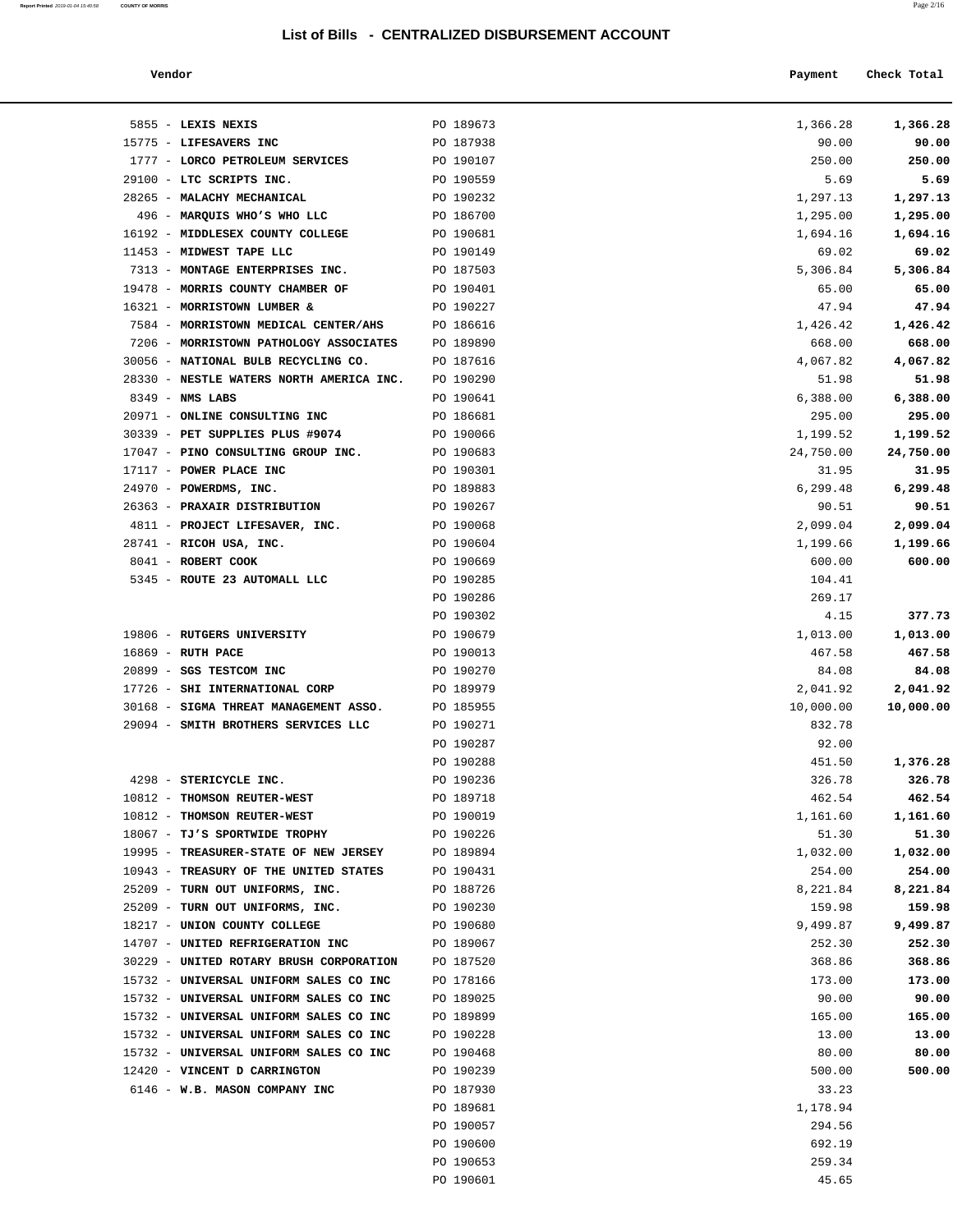## List of Bills - CENTRALIZED DISBURSEMENT ACCOUNT

| Vendor | | Payment | Check Total |
|---|---|---|---|
| 5855 - **LEXIS NEXIS** | PO 189673 | 1,366.28 | **1,366.28** |
| 15775 - **LIFESAVERS INC** | PO 187938 | 90.00 | **90.00** |
| 1777 - **LORCO PETROLEUM SERVICES** | PO 190107 | 250.00 | **250.00** |
| 29100 - **LTC SCRIPTS INC.** | PO 190559 | 5.69 | **5.69** |
| 28265 - **MALACHY MECHANICAL** | PO 190232 | 1,297.13 | **1,297.13** |
| 496 - **MARQUIS WHO'S WHO LLC** | PO 186700 | 1,295.00 | **1,295.00** |
| 16192 - **MIDDLESEX COUNTY COLLEGE** | PO 190681 | 1,694.16 | **1,694.16** |
| 11453 - **MIDWEST TAPE LLC** | PO 190149 | 69.02 | **69.02** |
| 7313 - **MONTAGE ENTERPRISES INC.** | PO 187503 | 5,306.84 | **5,306.84** |
| 19478 - **MORRIS COUNTY CHAMBER OF** | PO 190401 | 65.00 | **65.00** |
| 16321 - **MORRISTOWN LUMBER &** | PO 190227 | 47.94 | **47.94** |
| 7584 - **MORRISTOWN MEDICAL CENTER/AHS** | PO 186616 | 1,426.42 | **1,426.42** |
| 7206 - **MORRISTOWN PATHOLOGY ASSOCIATES** | PO 189890 | 668.00 | **668.00** |
| 30056 - **NATIONAL BULB RECYCLING CO.** | PO 187616 | 4,067.82 | **4,067.82** |
| 28330 - **NESTLE WATERS NORTH AMERICA INC.** | PO 190290 | 51.98 | **51.98** |
| 8349 - **NMS LABS** | PO 190641 | 6,388.00 | **6,388.00** |
| 20971 - **ONLINE CONSULTING INC** | PO 186681 | 295.00 | **295.00** |
| 30339 - **PET SUPPLIES PLUS #9074** | PO 190066 | 1,199.52 | **1,199.52** |
| 17047 - **PINO CONSULTING GROUP INC.** | PO 190683 | 24,750.00 | **24,750.00** |
| 17117 - **POWER PLACE INC** | PO 190301 | 31.95 | **31.95** |
| 24970 - **POWERDMS, INC.** | PO 189883 | 6,299.48 | **6,299.48** |
| 26363 - **PRAXAIR DISTRIBUTION** | PO 190267 | 90.51 | **90.51** |
| 4811 - **PROJECT LIFESAVER, INC.** | PO 190068 | 2,099.04 | **2,099.04** |
| 28741 - **RICOH USA, INC.** | PO 190604 | 1,199.66 | **1,199.66** |
| 8041 - **ROBERT COOK** | PO 190669 | 600.00 | **600.00** |
| 5345 - **ROUTE 23 AUTOMALL LLC** | PO 190285 | 104.41 | |
| | PO 190286 | 269.17 | |
| | PO 190302 | 4.15 | **377.73** |
| 19806 - **RUTGERS UNIVERSITY** | PO 190679 | 1,013.00 | **1,013.00** |
| 16869 - **RUTH PACE** | PO 190013 | 467.58 | **467.58** |
| 20899 - **SGS TESTCOM INC** | PO 190270 | 84.08 | **84.08** |
| 17726 - **SHI INTERNATIONAL CORP** | PO 189979 | 2,041.92 | **2,041.92** |
| 30168 - **SIGMA THREAT MANAGEMENT ASSO.** | PO 185955 | 10,000.00 | **10,000.00** |
| 29094 - **SMITH BROTHERS SERVICES LLC** | PO 190271 | 832.78 | |
| | PO 190287 | 92.00 | |
| | PO 190288 | 451.50 | **1,376.28** |
| 4298 - **STERICYCLE INC.** | PO 190236 | 326.78 | **326.78** |
| 10812 - **THOMSON REUTER-WEST** | PO 189718 | 462.54 | **462.54** |
| 10812 - **THOMSON REUTER-WEST** | PO 190019 | 1,161.60 | **1,161.60** |
| 18067 - **TJ'S SPORTWIDE TROPHY** | PO 190226 | 51.30 | **51.30** |
| 19995 - **TREASURER-STATE OF NEW JERSEY** | PO 189894 | 1,032.00 | **1,032.00** |
| 10943 - **TREASURY OF THE UNITED STATES** | PO 190431 | 254.00 | **254.00** |
| 25209 - **TURN OUT UNIFORMS, INC.** | PO 188726 | 8,221.84 | **8,221.84** |
| 25209 - **TURN OUT UNIFORMS, INC.** | PO 190230 | 159.98 | **159.98** |
| 18217 - **UNION COUNTY COLLEGE** | PO 190680 | 9,499.87 | **9,499.87** |
| 14707 - **UNITED REFRIGERATION INC** | PO 189067 | 252.30 | **252.30** |
| 30229 - **UNITED ROTARY BRUSH CORPORATION** | PO 187520 | 368.86 | **368.86** |
| 15732 - **UNIVERSAL UNIFORM SALES CO INC** | PO 178166 | 173.00 | **173.00** |
| 15732 - **UNIVERSAL UNIFORM SALES CO INC** | PO 189025 | 90.00 | **90.00** |
| 15732 - **UNIVERSAL UNIFORM SALES CO INC** | PO 189899 | 165.00 | **165.00** |
| 15732 - **UNIVERSAL UNIFORM SALES CO INC** | PO 190228 | 13.00 | **13.00** |
| 15732 - **UNIVERSAL UNIFORM SALES CO INC** | PO 190468 | 80.00 | **80.00** |
| 12420 - **VINCENT D CARRINGTON** | PO 190239 | 500.00 | **500.00** |
| 6146 - **W.B. MASON COMPANY INC** | PO 187930 | 33.23 | |
| | PO 189681 | 1,178.94 | |
| | PO 190057 | 294.56 | |
| | PO 190600 | 692.19 | |
| | PO 190653 | 259.34 | |
| | PO 190601 | 45.65 | |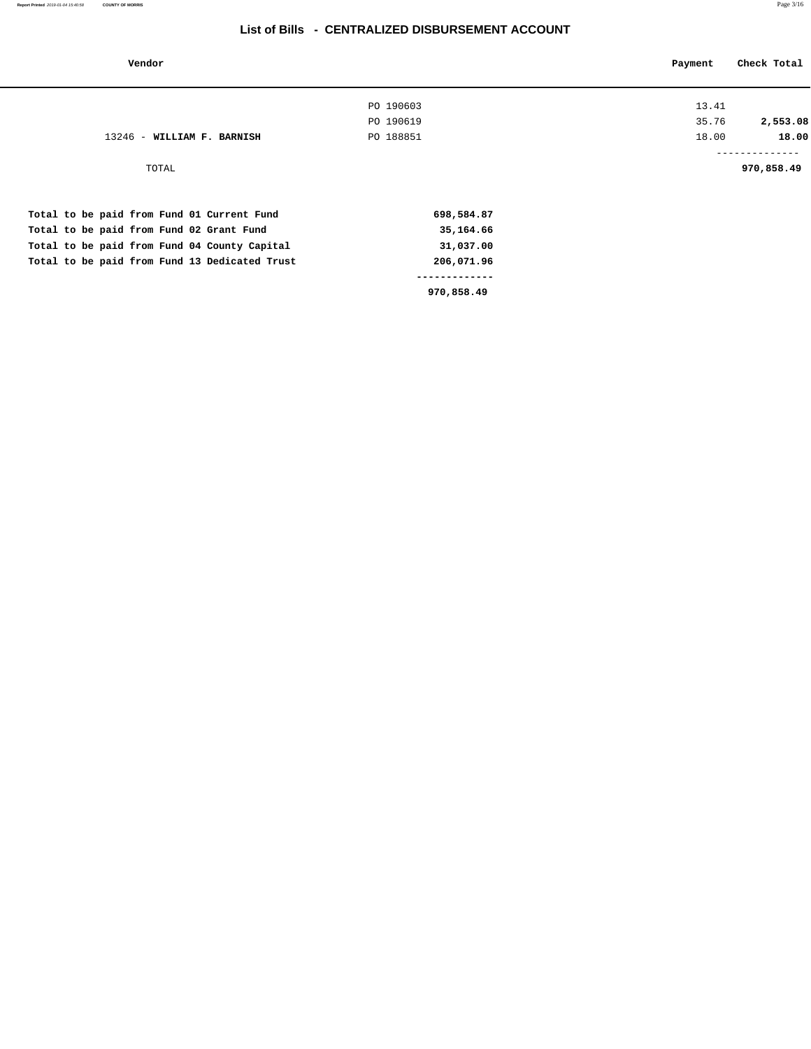# List of Bills - CENTRALIZED DISBURSEMENT ACCOUNT

| Vendor | | Payment | Check Total |
|---|---|---|---|
| | PO 190603 | 13.41 | |
| | PO 190619 | 35.76 | **2,553.08** |
| 13246 - **WILLIAM F. BARNISH** | PO 188851 | 18.00 | **18.00** |
| | | | -------------- |
| TOTAL | | | **970,858.49** |

| | |
|---|---|
| **Total to be paid from Fund 01 Current Fund** | **698,584.87** |
| **Total to be paid from Fund 02 Grant Fund** | **35,164.66** |
| **Total to be paid from Fund 04 County Capital** | **31,037.00** |
| **Total to be paid from Fund 13 Dedicated Trust** | **206,071.96** |
| | ------------- |
| | **970,858.49** |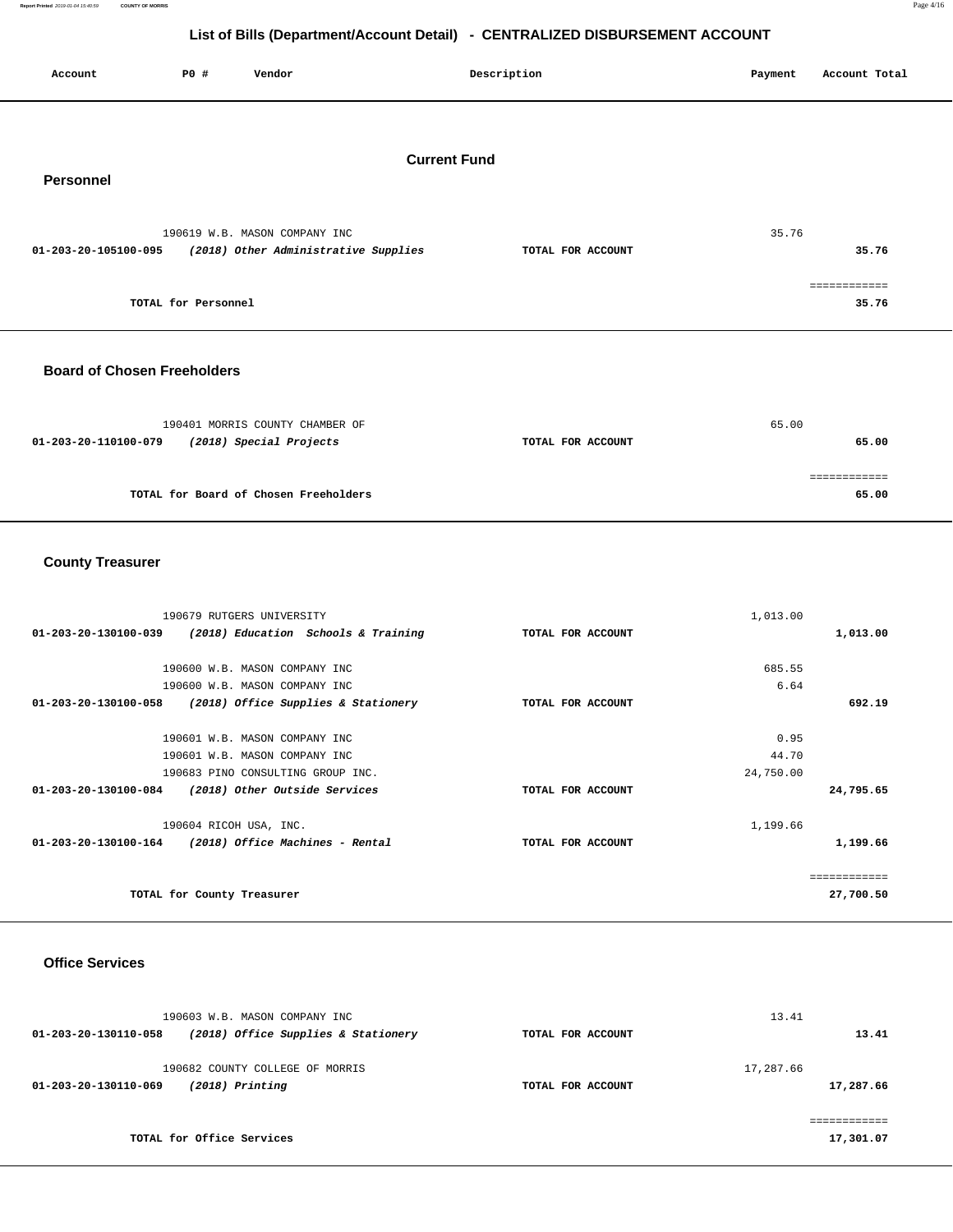# List of Bills (Department/Account Detail) - CENTRALIZED DISBURSEMENT ACCOUNT

| Account | PO # | Vendor | Description | Payment | Account Total |
|---|---|---|---|---|---|

## Current Fund

### Personnel

| Account | PO # | Vendor | Description | Payment | Account Total |
|---|---|---|---|---|---|
| | 190619 | W.B. MASON COMPANY INC | | 35.76 | |
| 01-203-20-105100-095 | | *(2018) Other Administrative Supplies* | TOTAL FOR ACCOUNT | | 35.76 |
| | | | | | ============ |
| | TOTAL for Personnel | | | | 35.76 |

### Board of Chosen Freeholders

| Account | PO # | Vendor | Description | Payment | Account Total |
|---|---|---|---|---|---|
| | 190401 | MORRIS COUNTY CHAMBER OF | | 65.00 | |
| 01-203-20-110100-079 | | *(2018) Special Projects* | TOTAL FOR ACCOUNT | | 65.00 |
| | | | | | ============ |
| | TOTAL for Board of Chosen Freeholders | | | | 65.00 |

### County Treasurer

| Account | PO # | Vendor | Description | Payment | Account Total |
|---|---|---|---|---|---|
| | 190679 | RUTGERS UNIVERSITY | | 1,013.00 | |
| 01-203-20-130100-039 | | *(2018) Education Schools & Training* | TOTAL FOR ACCOUNT | | 1,013.00 |
| | 190600 | W.B. MASON COMPANY INC | | 685.55 | |
| | 190600 | W.B. MASON COMPANY INC | | 6.64 | |
| 01-203-20-130100-058 | | *(2018) Office Supplies & Stationery* | TOTAL FOR ACCOUNT | | 692.19 |
| | 190601 | W.B. MASON COMPANY INC | | 0.95 | |
| | 190601 | W.B. MASON COMPANY INC | | 44.70 | |
| | 190683 | PINO CONSULTING GROUP INC. | | 24,750.00 | |
| 01-203-20-130100-084 | | *(2018) Other Outside Services* | TOTAL FOR ACCOUNT | | 24,795.65 |
| | 190604 | RICOH USA, INC. | | 1,199.66 | |
| 01-203-20-130100-164 | | *(2018) Office Machines - Rental* | TOTAL FOR ACCOUNT | | 1,199.66 |
| | | | | | ============ |
| | TOTAL for County Treasurer | | | | 27,700.50 |

### Office Services

| Account | PO # | Vendor | Description | Payment | Account Total |
|---|---|---|---|---|---|
| | 190603 | W.B. MASON COMPANY INC | | 13.41 | |
| 01-203-20-130110-058 | | *(2018) Office Supplies & Stationery* | TOTAL FOR ACCOUNT | | 13.41 |
| | 190682 | COUNTY COLLEGE OF MORRIS | | 17,287.66 | |
| 01-203-20-130110-069 | | *(2018) Printing* | TOTAL FOR ACCOUNT | | 17,287.66 |
| | | | | | ============ |
| | TOTAL for Office Services | | | | 17,301.07 |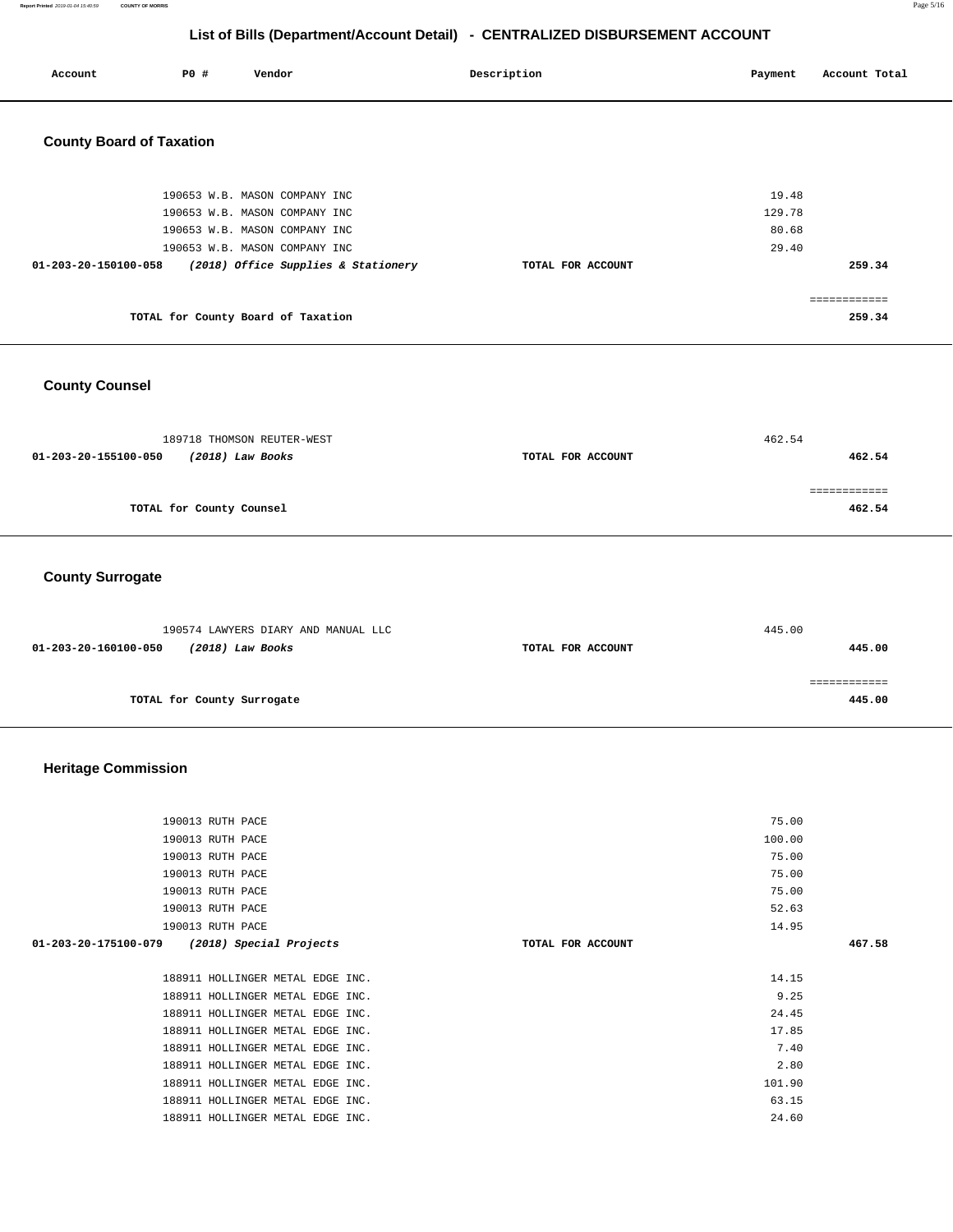# List of Bills (Department/Account Detail) - CENTRALIZED DISBURSEMENT ACCOUNT

| Account | PO # | Vendor | Description | Payment | Account Total |
|---|---|---|---|---|---|

## County Board of Taxation

| Account | PO # | Vendor | Description | Payment | Account Total |
|---|---|---|---|---|---|
| | 190653 | W.B. MASON COMPANY INC | | 19.48 | |
| | 190653 | W.B. MASON COMPANY INC | | 129.78 | |
| | 190653 | W.B. MASON COMPANY INC | | 80.68 | |
| | 190653 | W.B. MASON COMPANY INC | | 29.40 | |
| **01-203-20-150100-058** | | ***(2018) Office Supplies & Stationery*** | **TOTAL FOR ACCOUNT** | | **259.34** |
| | | | | | ============ |
| | | **TOTAL for County Board of Taxation** | | | **259.34** |

## County Counsel

| Account | PO # | Vendor | Description | Payment | Account Total |
|---|---|---|---|---|---|
| | 189718 | THOMSON REUTER-WEST | | 462.54 | |
| **01-203-20-155100-050** | | ***(2018) Law Books*** | **TOTAL FOR ACCOUNT** | | **462.54** |
| | | | | | ============ |
| | | **TOTAL for County Counsel** | | | **462.54** |

## County Surrogate

| Account | PO # | Vendor | Description | Payment | Account Total |
|---|---|---|---|---|---|
| | 190574 | LAWYERS DIARY AND MANUAL LLC | | 445.00 | |
| **01-203-20-160100-050** | | ***(2018) Law Books*** | **TOTAL FOR ACCOUNT** | | **445.00** |
| | | | | | ============ |
| | | **TOTAL for County Surrogate** | | | **445.00** |

## Heritage Commission

| Account | PO # | Vendor | Description | Payment | Account Total |
|---|---|---|---|---|---|
| | 190013 | RUTH PACE | | 75.00 | |
| | 190013 | RUTH PACE | | 100.00 | |
| | 190013 | RUTH PACE | | 75.00 | |
| | 190013 | RUTH PACE | | 75.00 | |
| | 190013 | RUTH PACE | | 75.00 | |
| | 190013 | RUTH PACE | | 52.63 | |
| | 190013 | RUTH PACE | | 14.95 | |
| **01-203-20-175100-079** | | ***(2018) Special Projects*** | **TOTAL FOR ACCOUNT** | | **467.58** |
| | 188911 | HOLLINGER METAL EDGE INC. | | 14.15 | |
| | 188911 | HOLLINGER METAL EDGE INC. | | 9.25 | |
| | 188911 | HOLLINGER METAL EDGE INC. | | 24.45 | |
| | 188911 | HOLLINGER METAL EDGE INC. | | 17.85 | |
| | 188911 | HOLLINGER METAL EDGE INC. | | 7.40 | |
| | 188911 | HOLLINGER METAL EDGE INC. | | 2.80 | |
| | 188911 | HOLLINGER METAL EDGE INC. | | 101.90 | |
| | 188911 | HOLLINGER METAL EDGE INC. | | 63.15 | |
| | 188911 | HOLLINGER METAL EDGE INC. | | 24.60 | |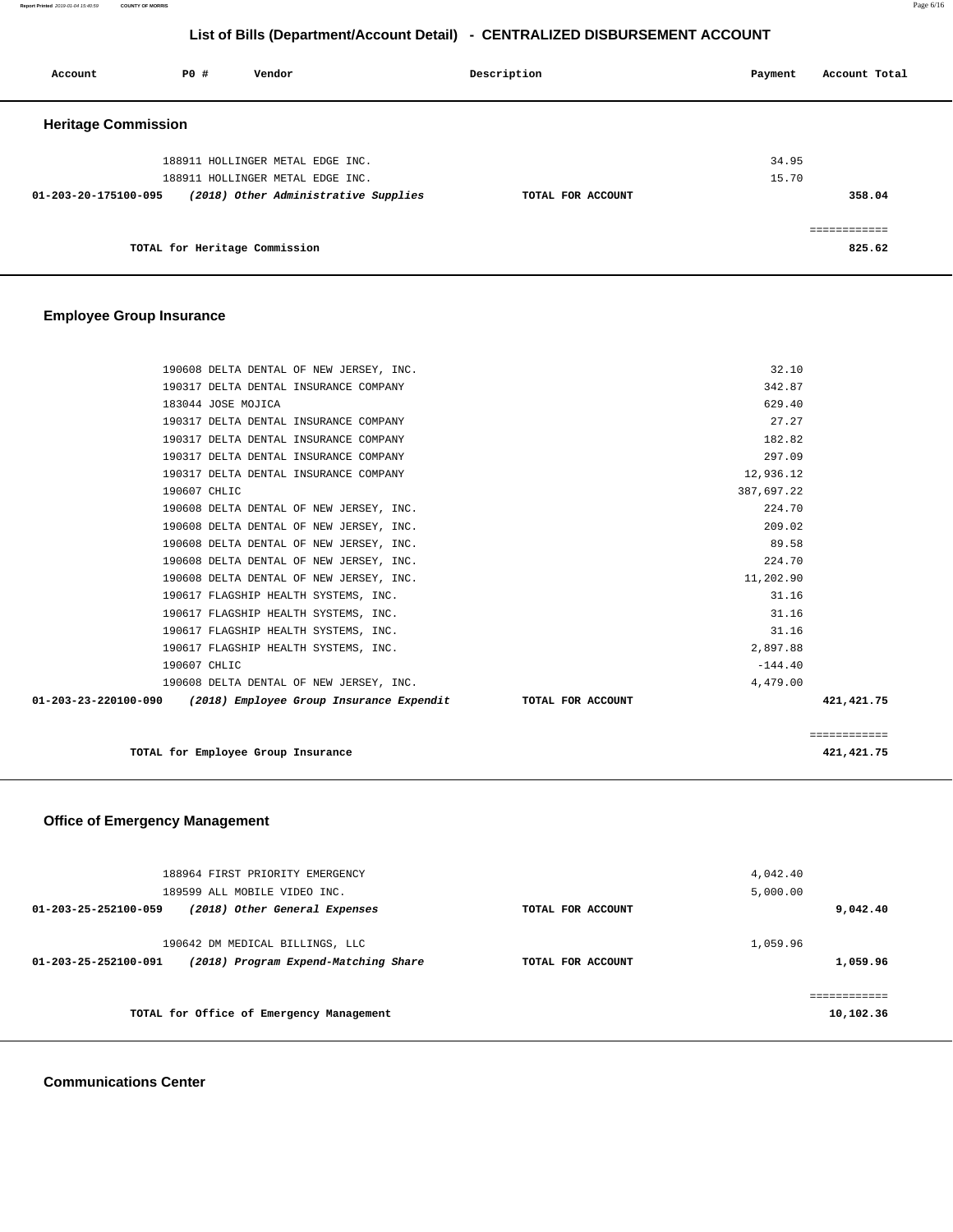# List of Bills (Department/Account Detail) - CENTRALIZED DISBURSEMENT ACCOUNT

| Account | PO # | Vendor | Description | Payment | Account Total |
|---|---|---|---|---|---|

## Heritage Commission

| Account | PO # | Vendor | Description | Payment | Account Total |
|---|---|---|---|---|---|
| | 188911 | HOLLINGER METAL EDGE INC. | | 34.95 | |
| | 188911 | HOLLINGER METAL EDGE INC. | | 15.70 | |
| **01-203-20-175100-095** | | ***(2018) Other Administrative Supplies*** | **TOTAL FOR ACCOUNT** | | **358.04** |

**TOTAL for Heritage Commission** — **825.62**

## Employee Group Insurance

| Account | PO # | Vendor | Description | Payment | Account Total |
|---|---|---|---|---|---|
| | 190608 | DELTA DENTAL OF NEW JERSEY, INC. | | 32.10 | |
| | 190317 | DELTA DENTAL INSURANCE COMPANY | | 342.87 | |
| | 183044 | JOSE MOJICA | | 629.40 | |
| | 190317 | DELTA DENTAL INSURANCE COMPANY | | 27.27 | |
| | 190317 | DELTA DENTAL INSURANCE COMPANY | | 182.82 | |
| | 190317 | DELTA DENTAL INSURANCE COMPANY | | 297.09 | |
| | 190317 | DELTA DENTAL INSURANCE COMPANY | | 12,936.12 | |
| | 190607 | CHLIC | | 387,697.22 | |
| | 190608 | DELTA DENTAL OF NEW JERSEY, INC. | | 224.70 | |
| | 190608 | DELTA DENTAL OF NEW JERSEY, INC. | | 209.02 | |
| | 190608 | DELTA DENTAL OF NEW JERSEY, INC. | | 89.58 | |
| | 190608 | DELTA DENTAL OF NEW JERSEY, INC. | | 224.70 | |
| | 190608 | DELTA DENTAL OF NEW JERSEY, INC. | | 11,202.90 | |
| | 190617 | FLAGSHIP HEALTH SYSTEMS, INC. | | 31.16 | |
| | 190617 | FLAGSHIP HEALTH SYSTEMS, INC. | | 31.16 | |
| | 190617 | FLAGSHIP HEALTH SYSTEMS, INC. | | 31.16 | |
| | 190617 | FLAGSHIP HEALTH SYSTEMS, INC. | | 2,897.88 | |
| | 190607 | CHLIC | | -144.40 | |
| | 190608 | DELTA DENTAL OF NEW JERSEY, INC. | | 4,479.00 | |
| **01-203-23-220100-090** | | ***(2018) Employee Group Insurance Expendit*** | **TOTAL FOR ACCOUNT** | | **421,421.75** |

**TOTAL for Employee Group Insurance** — **421,421.75**

## Office of Emergency Management

| Account | PO # | Vendor | Description | Payment | Account Total |
|---|---|---|---|---|---|
| | 188964 | FIRST PRIORITY EMERGENCY | | 4,042.40 | |
| | 189599 | ALL MOBILE VIDEO INC. | | 5,000.00 | |
| **01-203-25-252100-059** | | ***(2018) Other General Expenses*** | **TOTAL FOR ACCOUNT** | | **9,042.40** |
| | 190642 | DM MEDICAL BILLINGS, LLC | | 1,059.96 | |
| **01-203-25-252100-091** | | ***(2018) Program Expend-Matching Share*** | **TOTAL FOR ACCOUNT** | | **1,059.96** |

**TOTAL for Office of Emergency Management** — **10,102.36**

## Communications Center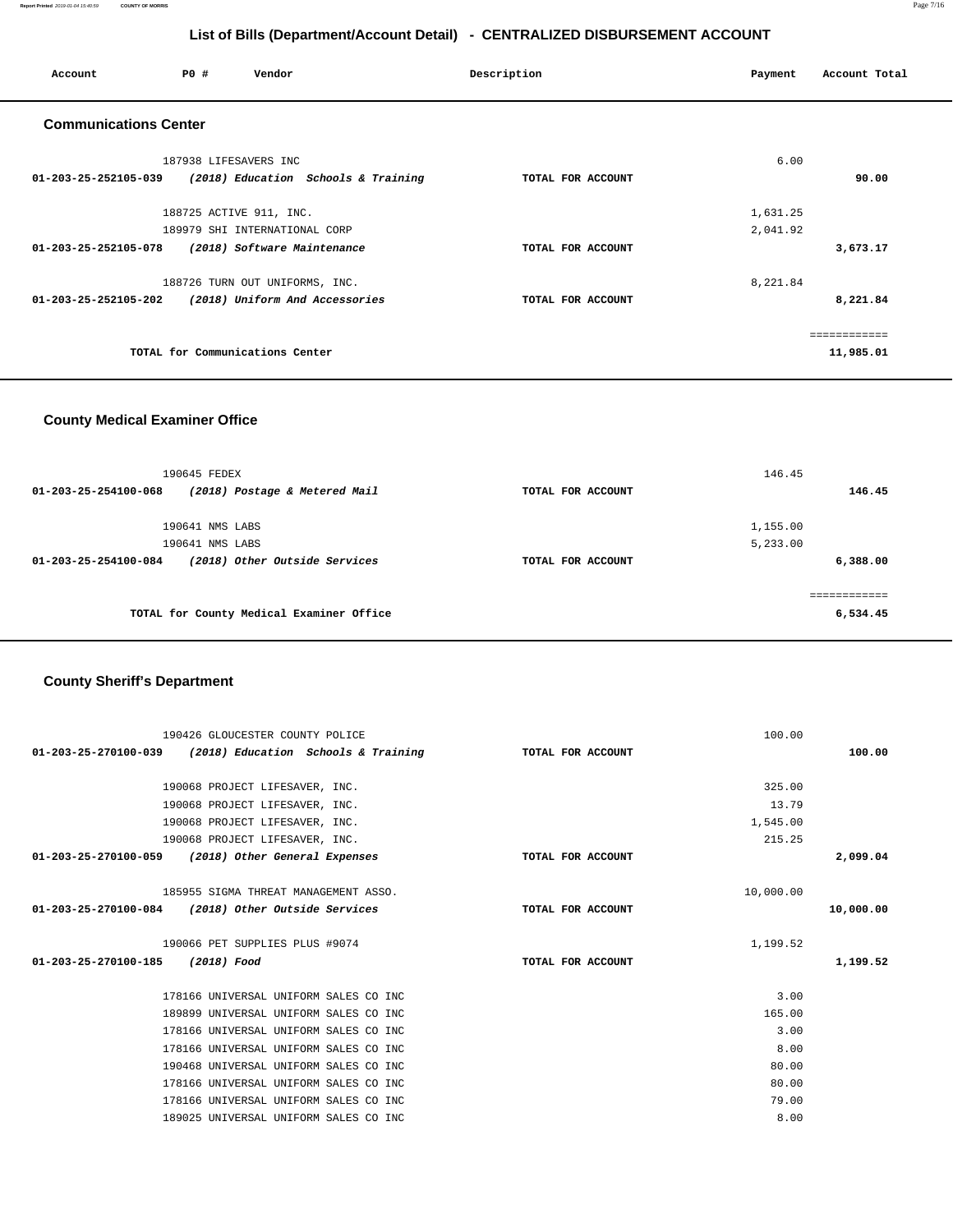# List of Bills (Department/Account Detail) - CENTRALIZED DISBURSEMENT ACCOUNT

| Account | PO # | Vendor | Description | Payment | Account Total |
|---|---|---|---|---|---|

## Communications Center

| Account | PO # | Vendor | Description | Payment | Account Total |
|---|---|---|---|---|---|
| | 187938 | LIFESAVERS INC | | 6.00 | |
| 01-203-25-252105-039 | | *(2018) Education Schools & Training* | TOTAL FOR ACCOUNT | | 90.00 |
| | 188725 | ACTIVE 911, INC. | | 1,631.25 | |
| | 189979 | SHI INTERNATIONAL CORP | | 2,041.92 | |
| 01-203-25-252105-078 | | *(2018) Software Maintenance* | TOTAL FOR ACCOUNT | | 3,673.17 |
| | 188726 | TURN OUT UNIFORMS, INC. | | 8,221.84 | |
| 01-203-25-252105-202 | | *(2018) Uniform And Accessories* | TOTAL FOR ACCOUNT | | 8,221.84 |

TOTAL for Communications Center: 11,985.01

## County Medical Examiner Office

| Account | PO # | Vendor | Description | Payment | Account Total |
|---|---|---|---|---|---|
| | 190645 | FEDEX | | 146.45 | |
| 01-203-25-254100-068 | | *(2018) Postage & Metered Mail* | TOTAL FOR ACCOUNT | | 146.45 |
| | 190641 | NMS LABS | | 1,155.00 | |
| | 190641 | NMS LABS | | 5,233.00 | |
| 01-203-25-254100-084 | | *(2018) Other Outside Services* | TOTAL FOR ACCOUNT | | 6,388.00 |

TOTAL for County Medical Examiner Office: 6,534.45

## County Sheriff's Department

| Account | PO # | Vendor | Description | Payment | Account Total |
|---|---|---|---|---|---|
| | 190426 | GLOUCESTER COUNTY POLICE | | 100.00 | |
| 01-203-25-270100-039 | | *(2018) Education Schools & Training* | TOTAL FOR ACCOUNT | | 100.00 |
| | 190068 | PROJECT LIFESAVER, INC. | | 325.00 | |
| | 190068 | PROJECT LIFESAVER, INC. | | 13.79 | |
| | 190068 | PROJECT LIFESAVER, INC. | | 1,545.00 | |
| | 190068 | PROJECT LIFESAVER, INC. | | 215.25 | |
| 01-203-25-270100-059 | | *(2018) Other General Expenses* | TOTAL FOR ACCOUNT | | 2,099.04 |
| | 185955 | SIGMA THREAT MANAGEMENT ASSO. | | 10,000.00 | |
| 01-203-25-270100-084 | | *(2018) Other Outside Services* | TOTAL FOR ACCOUNT | | 10,000.00 |
| | 190066 | PET SUPPLIES PLUS #9074 | | 1,199.52 | |
| 01-203-25-270100-185 | | *(2018) Food* | TOTAL FOR ACCOUNT | | 1,199.52 |
| | 178166 | UNIVERSAL UNIFORM SALES CO INC | | 3.00 | |
| | 189899 | UNIVERSAL UNIFORM SALES CO INC | | 165.00 | |
| | 178166 | UNIVERSAL UNIFORM SALES CO INC | | 3.00 | |
| | 178166 | UNIVERSAL UNIFORM SALES CO INC | | 8.00 | |
| | 190468 | UNIVERSAL UNIFORM SALES CO INC | | 80.00 | |
| | 178166 | UNIVERSAL UNIFORM SALES CO INC | | 80.00 | |
| | 178166 | UNIVERSAL UNIFORM SALES CO INC | | 79.00 | |
| | 189025 | UNIVERSAL UNIFORM SALES CO INC | | 8.00 | |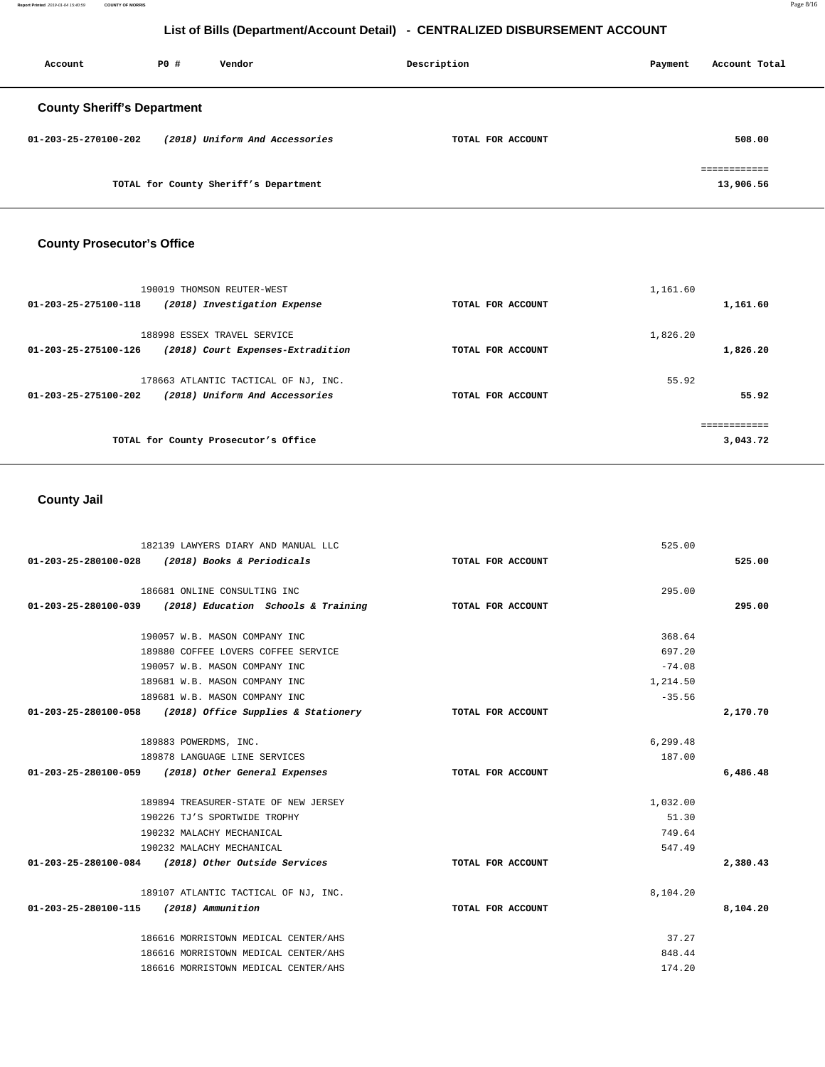# List of Bills (Department/Account Detail) - CENTRALIZED DISBURSEMENT ACCOUNT

| Account | PO # | Vendor | Description | Payment | Account Total |
|---|---|---|---|---|---|

## County Sheriff's Department

| Account | PO # | Vendor | Description | Payment | Account Total |
|---|---|---|---|---|---|
| 01-203-25-270100-202 | | *(2018) Uniform And Accessories* | TOTAL FOR ACCOUNT | | 508.00 |
| | | TOTAL for County Sheriff's Department | | | 13,906.56 |

## County Prosecutor's Office

| Account | PO # | Vendor | Description | Payment | Account Total |
|---|---|---|---|---|---|
| | 190019 | THOMSON REUTER-WEST | | 1,161.60 | |
| 01-203-25-275100-118 | | *(2018) Investigation Expense* | TOTAL FOR ACCOUNT | | 1,161.60 |
| | 188998 | ESSEX TRAVEL SERVICE | | 1,826.20 | |
| 01-203-25-275100-126 | | *(2018) Court Expenses-Extradition* | TOTAL FOR ACCOUNT | | 1,826.20 |
| | 178663 | ATLANTIC TACTICAL OF NJ, INC. | | 55.92 | |
| 01-203-25-275100-202 | | *(2018) Uniform And Accessories* | TOTAL FOR ACCOUNT | | 55.92 |
| | | TOTAL for County Prosecutor's Office | | | 3,043.72 |

## County Jail

| Account | PO # | Vendor | Description | Payment | Account Total |
|---|---|---|---|---|---|
| | 182139 | LAWYERS DIARY AND MANUAL LLC | | 525.00 | |
| 01-203-25-280100-028 | | *(2018) Books & Periodicals* | TOTAL FOR ACCOUNT | | 525.00 |
| | 186681 | ONLINE CONSULTING INC | | 295.00 | |
| 01-203-25-280100-039 | | *(2018) Education Schools & Training* | TOTAL FOR ACCOUNT | | 295.00 |
| | 190057 | W.B. MASON COMPANY INC | | 368.64 | |
| | 189880 | COFFEE LOVERS COFFEE SERVICE | | 697.20 | |
| | 190057 | W.B. MASON COMPANY INC | | -74.08 | |
| | 189681 | W.B. MASON COMPANY INC | | 1,214.50 | |
| | 189681 | W.B. MASON COMPANY INC | | -35.56 | |
| 01-203-25-280100-058 | | *(2018) Office Supplies & Stationery* | TOTAL FOR ACCOUNT | | 2,170.70 |
| | 189883 | POWERDMS, INC. | | 6,299.48 | |
| | 189878 | LANGUAGE LINE SERVICES | | 187.00 | |
| 01-203-25-280100-059 | | *(2018) Other General Expenses* | TOTAL FOR ACCOUNT | | 6,486.48 |
| | 189894 | TREASURER-STATE OF NEW JERSEY | | 1,032.00 | |
| | 190226 | TJ'S SPORTWIDE TROPHY | | 51.30 | |
| | 190232 | MALACHY MECHANICAL | | 749.64 | |
| | 190232 | MALACHY MECHANICAL | | 547.49 | |
| 01-203-25-280100-084 | | *(2018) Other Outside Services* | TOTAL FOR ACCOUNT | | 2,380.43 |
| | 189107 | ATLANTIC TACTICAL OF NJ, INC. | | 8,104.20 | |
| 01-203-25-280100-115 | | *(2018) Ammunition* | TOTAL FOR ACCOUNT | | 8,104.20 |
| | 186616 | MORRISTOWN MEDICAL CENTER/AHS | | 37.27 | |
| | 186616 | MORRISTOWN MEDICAL CENTER/AHS | | 848.44 | |
| | 186616 | MORRISTOWN MEDICAL CENTER/AHS | | 174.20 | |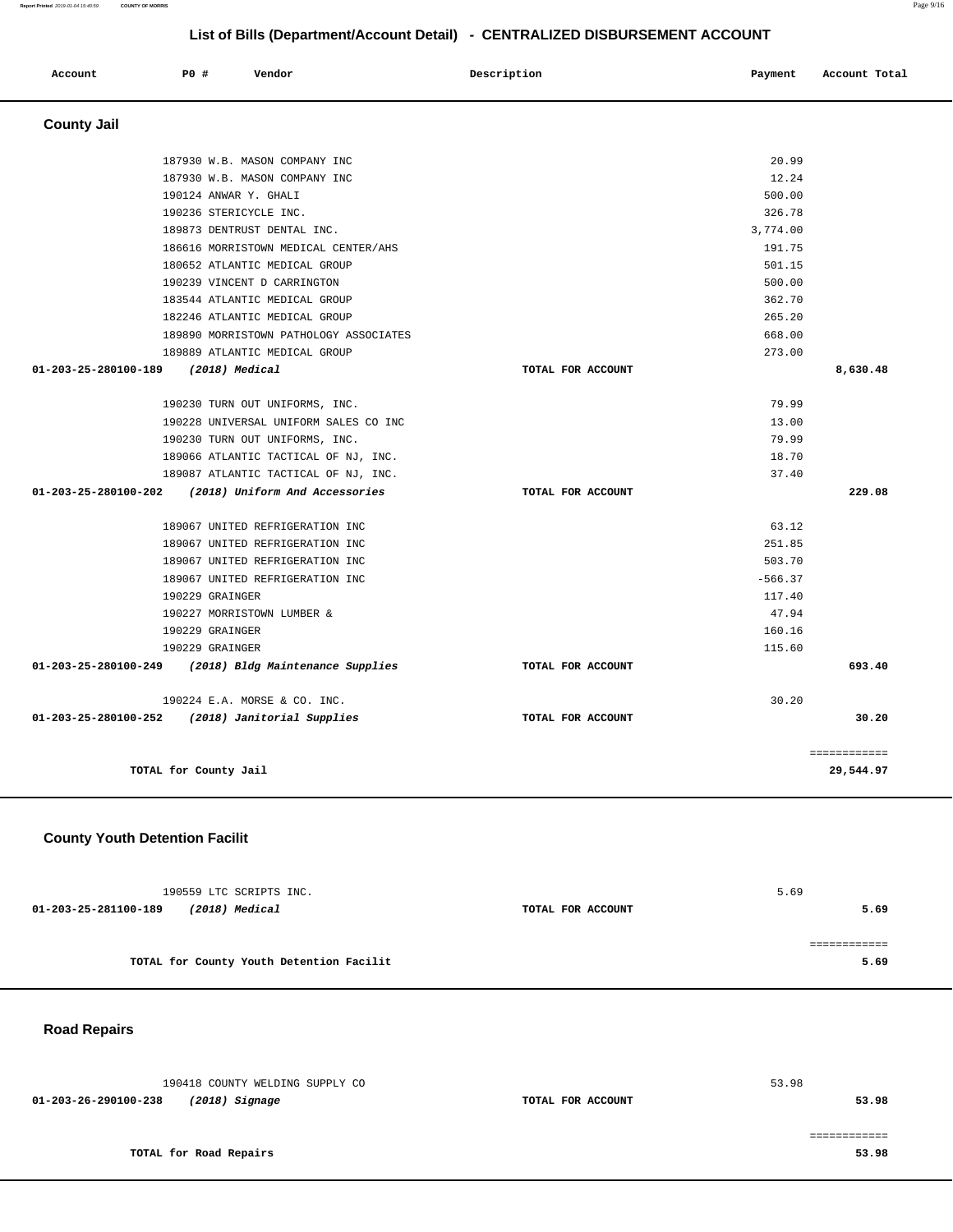## List of Bills (Department/Account Detail) - CENTRALIZED DISBURSEMENT ACCOUNT

| Account | PO # | Vendor | Description | Payment | Account Total |
|---|---|---|---|---|---|

### County Jail

| Account | PO # | Vendor | Description | Payment | Account Total |
|---|---|---|---|---|---|
| | 187930 | W.B. MASON COMPANY INC | | 20.99 | |
| | 187930 | W.B. MASON COMPANY INC | | 12.24 | |
| | 190124 | ANWAR Y. GHALI | | 500.00 | |
| | 190236 | STERICYCLE INC. | | 326.78 | |
| | 189873 | DENTRUST DENTAL INC. | | 3,774.00 | |
| | 186616 | MORRISTOWN MEDICAL CENTER/AHS | | 191.75 | |
| | 180652 | ATLANTIC MEDICAL GROUP | | 501.15 | |
| | 190239 | VINCENT D CARRINGTON | | 500.00 | |
| | 183544 | ATLANTIC MEDICAL GROUP | | 362.70 | |
| | 182246 | ATLANTIC MEDICAL GROUP | | 265.20 | |
| | 189890 | MORRISTOWN PATHOLOGY ASSOCIATES | | 668.00 | |
| | 189889 | ATLANTIC MEDICAL GROUP | | 273.00 | |
| **01-203-25-280100-189** | | ***(2018) Medical*** | **TOTAL FOR ACCOUNT** | | **8,630.48** |
| | 190230 | TURN OUT UNIFORMS, INC. | | 79.99 | |
| | 190228 | UNIVERSAL UNIFORM SALES CO INC | | 13.00 | |
| | 190230 | TURN OUT UNIFORMS, INC. | | 79.99 | |
| | 189066 | ATLANTIC TACTICAL OF NJ, INC. | | 18.70 | |
| | 189087 | ATLANTIC TACTICAL OF NJ, INC. | | 37.40 | |
| **01-203-25-280100-202** | | ***(2018) Uniform And Accessories*** | **TOTAL FOR ACCOUNT** | | **229.08** |
| | 189067 | UNITED REFRIGERATION INC | | 63.12 | |
| | 189067 | UNITED REFRIGERATION INC | | 251.85 | |
| | 189067 | UNITED REFRIGERATION INC | | 503.70 | |
| | 189067 | UNITED REFRIGERATION INC | | -566.37 | |
| | 190229 | GRAINGER | | 117.40 | |
| | 190227 | MORRISTOWN LUMBER & | | 47.94 | |
| | 190229 | GRAINGER | | 160.16 | |
| | 190229 | GRAINGER | | 115.60 | |
| **01-203-25-280100-249** | | ***(2018) Bldg Maintenance Supplies*** | **TOTAL FOR ACCOUNT** | | **693.40** |
| | 190224 | E.A. MORSE & CO. INC. | | 30.20 | |
| **01-203-25-280100-252** | | ***(2018) Janitorial Supplies*** | **TOTAL FOR ACCOUNT** | | **30.20** |
| | | **TOTAL for County Jail** | | | **29,544.97** |

### County Youth Detention Facilit

| Account | PO # | Vendor | Description | Payment | Account Total |
|---|---|---|---|---|---|
| | 190559 | LTC SCRIPTS INC. | | 5.69 | |
| **01-203-25-281100-189** | | ***(2018) Medical*** | **TOTAL FOR ACCOUNT** | | **5.69** |
| | | **TOTAL for County Youth Detention Facilit** | | | **5.69** |

### Road Repairs

| Account | PO # | Vendor | Description | Payment | Account Total |
|---|---|---|---|---|---|
| | 190418 | COUNTY WELDING SUPPLY CO | | 53.98 | |
| **01-203-26-290100-238** | | ***(2018) Signage*** | **TOTAL FOR ACCOUNT** | | **53.98** |
| | | **TOTAL for Road Repairs** | | | **53.98** |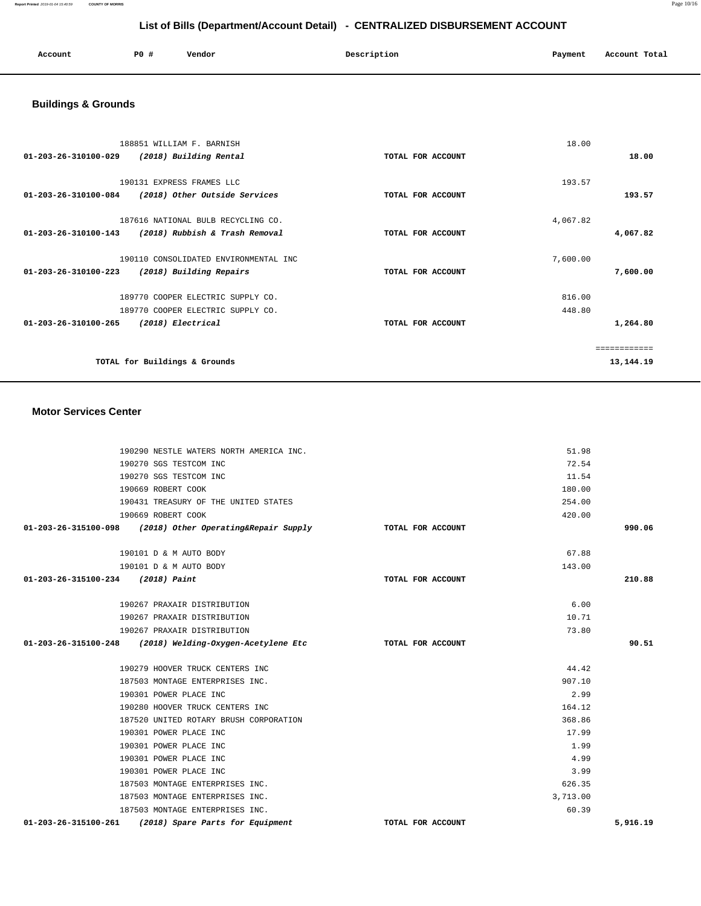# List of Bills (Department/Account Detail) - CENTRALIZED DISBURSEMENT ACCOUNT

| Account | PO # | Vendor | Description | Payment | Account Total |
|---|---|---|---|---|---|

## Buildings & Grounds

| Account | PO # | Vendor | Description | Payment | Account Total |
|---|---|---|---|---|---|
| | 188851 | WILLIAM F. BARNISH | | 18.00 | |
| **01-203-26-310100-029** | | *(2018) Building Rental* | TOTAL FOR ACCOUNT | | **18.00** |
| | 190131 | EXPRESS FRAMES LLC | | 193.57 | |
| **01-203-26-310100-084** | | *(2018) Other Outside Services* | TOTAL FOR ACCOUNT | | **193.57** |
| | 187616 | NATIONAL BULB RECYCLING CO. | | 4,067.82 | |
| **01-203-26-310100-143** | | *(2018) Rubbish & Trash Removal* | TOTAL FOR ACCOUNT | | **4,067.82** |
| | 190110 | CONSOLIDATED ENVIRONMENTAL INC | | 7,600.00 | |
| **01-203-26-310100-223** | | *(2018) Building Repairs* | TOTAL FOR ACCOUNT | | **7,600.00** |
| | 189770 | COOPER ELECTRIC SUPPLY CO. | | 816.00 | |
| | 189770 | COOPER ELECTRIC SUPPLY CO. | | 448.80 | |
| **01-203-26-310100-265** | | *(2018) Electrical* | TOTAL FOR ACCOUNT | | **1,264.80** |
| | | | | | ============ |
| | | **TOTAL for Buildings & Grounds** | | | **13,144.19** |

## Motor Services Center

| Account | PO # | Vendor | Description | Payment | Account Total |
|---|---|---|---|---|---|
| | 190290 | NESTLE WATERS NORTH AMERICA INC. | | 51.98 | |
| | 190270 | SGS TESTCOM INC | | 72.54 | |
| | 190270 | SGS TESTCOM INC | | 11.54 | |
| | 190669 | ROBERT COOK | | 180.00 | |
| | 190431 | TREASURY OF THE UNITED STATES | | 254.00 | |
| | 190669 | ROBERT COOK | | 420.00 | |
| **01-203-26-315100-098** | | *(2018) Other Operating&Repair Supply* | TOTAL FOR ACCOUNT | | **990.06** |
| | 190101 | D & M AUTO BODY | | 67.88 | |
| | 190101 | D & M AUTO BODY | | 143.00 | |
| **01-203-26-315100-234** | | *(2018) Paint* | TOTAL FOR ACCOUNT | | **210.88** |
| | 190267 | PRAXAIR DISTRIBUTION | | 6.00 | |
| | 190267 | PRAXAIR DISTRIBUTION | | 10.71 | |
| | 190267 | PRAXAIR DISTRIBUTION | | 73.80 | |
| **01-203-26-315100-248** | | *(2018) Welding-Oxygen-Acetylene Etc* | TOTAL FOR ACCOUNT | | **90.51** |
| | 190279 | HOOVER TRUCK CENTERS INC | | 44.42 | |
| | 187503 | MONTAGE ENTERPRISES INC. | | 907.10 | |
| | 190301 | POWER PLACE INC | | 2.99 | |
| | 190280 | HOOVER TRUCK CENTERS INC | | 164.12 | |
| | 187520 | UNITED ROTARY BRUSH CORPORATION | | 368.86 | |
| | 190301 | POWER PLACE INC | | 17.99 | |
| | 190301 | POWER PLACE INC | | 1.99 | |
| | 190301 | POWER PLACE INC | | 4.99 | |
| | 190301 | POWER PLACE INC | | 3.99 | |
| | 187503 | MONTAGE ENTERPRISES INC. | | 626.35 | |
| | 187503 | MONTAGE ENTERPRISES INC. | | 3,713.00 | |
| | 187503 | MONTAGE ENTERPRISES INC. | | 60.39 | |
| **01-203-26-315100-261** | | *(2018) Spare Parts for Equipment* | TOTAL FOR ACCOUNT | | **5,916.19** |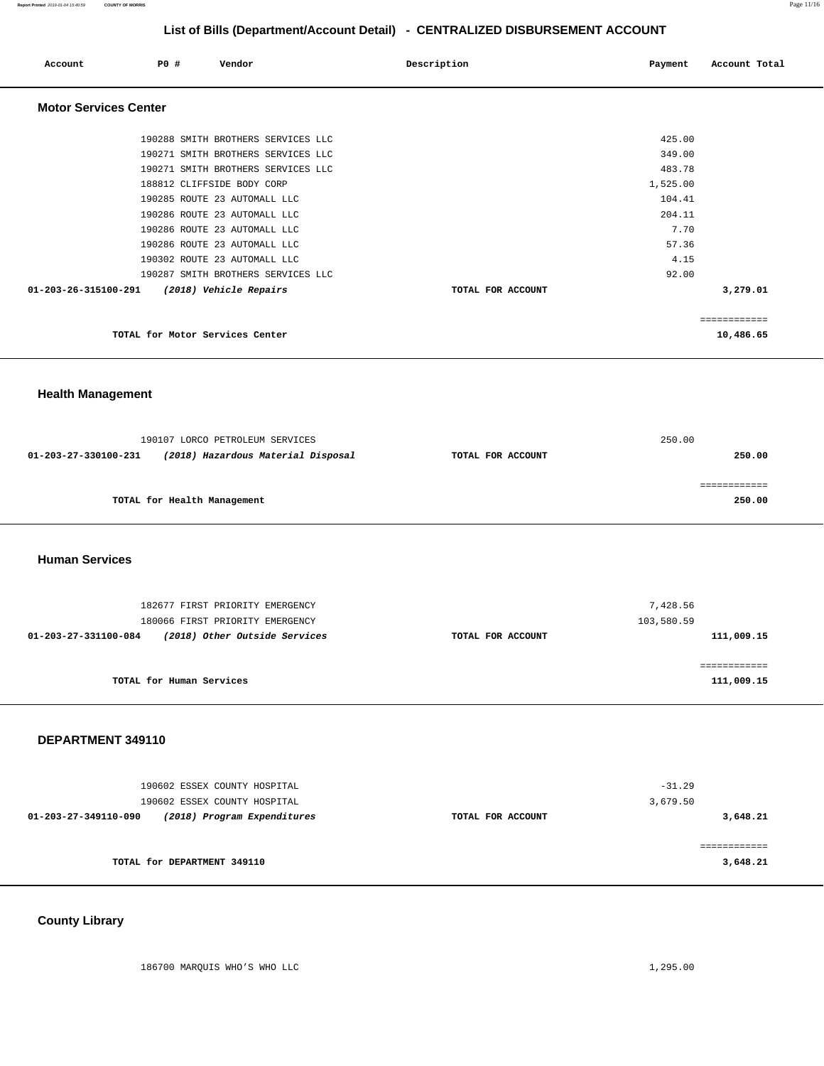## List of Bills (Department/Account Detail) - CENTRALIZED DISBURSEMENT ACCOUNT

| Account | PO # | Vendor | Description | Payment | Account Total |
|---|---|---|---|---|---|

### Motor Services Center

| Account | PO # | Vendor | Description | Payment | Account Total |
|---|---|---|---|---|---|
| | 190288 | SMITH BROTHERS SERVICES LLC | | 425.00 | |
| | 190271 | SMITH BROTHERS SERVICES LLC | | 349.00 | |
| | 190271 | SMITH BROTHERS SERVICES LLC | | 483.78 | |
| | 188812 | CLIFFSIDE BODY CORP | | 1,525.00 | |
| | 190285 | ROUTE 23 AUTOMALL LLC | | 104.41 | |
| | 190286 | ROUTE 23 AUTOMALL LLC | | 204.11 | |
| | 190286 | ROUTE 23 AUTOMALL LLC | | 7.70 | |
| | 190286 | ROUTE 23 AUTOMALL LLC | | 57.36 | |
| | 190302 | ROUTE 23 AUTOMALL LLC | | 4.15 | |
| | 190287 | SMITH BROTHERS SERVICES LLC | | 92.00 | |
| **01-203-26-315100-291** | | ***(2018) Vehicle Repairs*** | **TOTAL FOR ACCOUNT** | | **3,279.01** |

**TOTAL for Motor Services Center** ============ **10,486.65**

### Health Management

| Account | PO # | Vendor | Description | Payment | Account Total |
|---|---|---|---|---|---|
| | 190107 | LORCO PETROLEUM SERVICES | | 250.00 | |
| **01-203-27-330100-231** | | ***(2018) Hazardous Material Disposal*** | **TOTAL FOR ACCOUNT** | | **250.00** |

**TOTAL for Health Management** ============ **250.00**

### Human Services

| Account | PO # | Vendor | Description | Payment | Account Total |
|---|---|---|---|---|---|
| | 182677 | FIRST PRIORITY EMERGENCY | | 7,428.56 | |
| | 180066 | FIRST PRIORITY EMERGENCY | | 103,580.59 | |
| **01-203-27-331100-084** | | ***(2018) Other Outside Services*** | **TOTAL FOR ACCOUNT** | | **111,009.15** |

**TOTAL for Human Services** ============ **111,009.15**

### DEPARTMENT 349110

| Account | PO # | Vendor | Description | Payment | Account Total |
|---|---|---|---|---|---|
| | 190602 | ESSEX COUNTY HOSPITAL | | -31.29 | |
| | 190602 | ESSEX COUNTY HOSPITAL | | 3,679.50 | |
| **01-203-27-349110-090** | | ***(2018) Program Expenditures*** | **TOTAL FOR ACCOUNT** | | **3,648.21** |

**TOTAL for DEPARTMENT 349110** ============ **3,648.21**

### County Library

| Account | PO # | Vendor | Description | Payment | Account Total |
|---|---|---|---|---|---|
| | 186700 | MARQUIS WHO'S WHO LLC | | 1,295.00 | |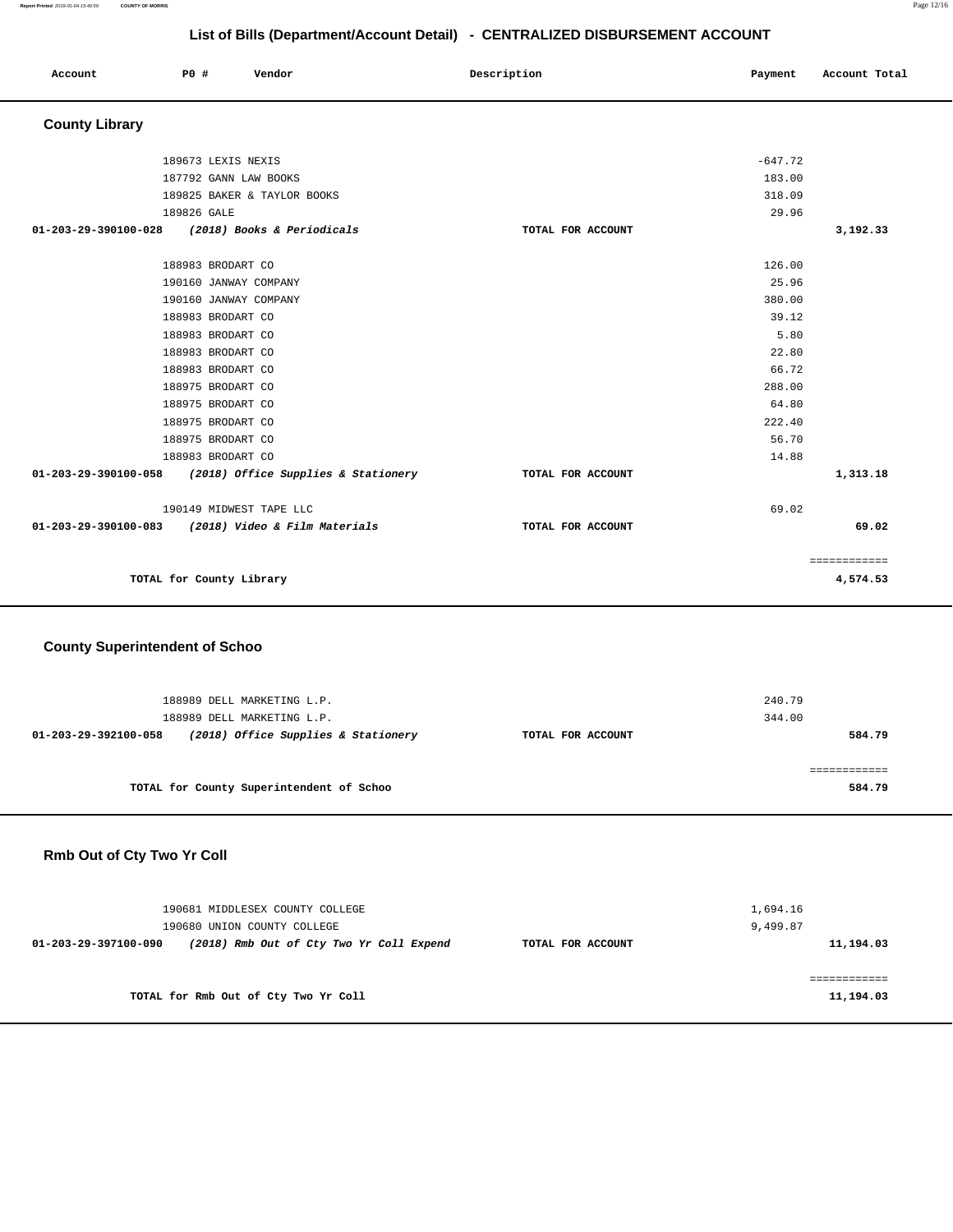## List of Bills (Department/Account Detail) - CENTRALIZED DISBURSEMENT ACCOUNT

| Account | PO # | Vendor | Description | Payment | Account Total |
|---|---|---|---|---|---|

### County Library

| Account | PO # | Vendor | Description | Payment | Account Total |
|---|---|---|---|---|---|
| | 189673 | LEXIS NEXIS | | -647.72 | |
| | 187792 | GANN LAW BOOKS | | 183.00 | |
| | 189825 | BAKER & TAYLOR BOOKS | | 318.09 | |
| | 189826 | GALE | | 29.96 | |
| **01-203-29-390100-028** | | ***(2018) Books & Periodicals*** | **TOTAL FOR ACCOUNT** | | **3,192.33** |
| | 188983 | BRODART CO | | 126.00 | |
| | 190160 | JANWAY COMPANY | | 25.96 | |
| | 190160 | JANWAY COMPANY | | 380.00 | |
| | 188983 | BRODART CO | | 39.12 | |
| | 188983 | BRODART CO | | 5.80 | |
| | 188983 | BRODART CO | | 22.80 | |
| | 188983 | BRODART CO | | 66.72 | |
| | 188975 | BRODART CO | | 288.00 | |
| | 188975 | BRODART CO | | 64.80 | |
| | 188975 | BRODART CO | | 222.40 | |
| | 188975 | BRODART CO | | 56.70 | |
| | 188983 | BRODART CO | | 14.88 | |
| **01-203-29-390100-058** | | ***(2018) Office Supplies & Stationery*** | **TOTAL FOR ACCOUNT** | | **1,313.18** |
| | 190149 | MIDWEST TAPE LLC | | 69.02 | |
| **01-203-29-390100-083** | | ***(2018) Video & Film Materials*** | **TOTAL FOR ACCOUNT** | | **69.02** |
| | | | | | ============ |
| | **TOTAL for County Library** | | | | **4,574.53** |

### County Superintendent of Schoo

| Account | PO # | Vendor | Description | Payment | Account Total |
|---|---|---|---|---|---|
| | 188989 | DELL MARKETING L.P. | | 240.79 | |
| | 188989 | DELL MARKETING L.P. | | 344.00 | |
| **01-203-29-392100-058** | | ***(2018) Office Supplies & Stationery*** | **TOTAL FOR ACCOUNT** | | **584.79** |
| | | | | | ============ |
| | **TOTAL for County Superintendent of Schoo** | | | | **584.79** |

### Rmb Out of Cty Two Yr Coll

| Account | PO # | Vendor | Description | Payment | Account Total |
|---|---|---|---|---|---|
| | 190681 | MIDDLESEX COUNTY COLLEGE | | 1,694.16 | |
| | 190680 | UNION COUNTY COLLEGE | | 9,499.87 | |
| **01-203-29-397100-090** | | ***(2018) Rmb Out of Cty Two Yr Coll Expend*** | **TOTAL FOR ACCOUNT** | | **11,194.03** |
| | | | | | ============ |
| | **TOTAL for Rmb Out of Cty Two Yr Coll** | | | | **11,194.03** |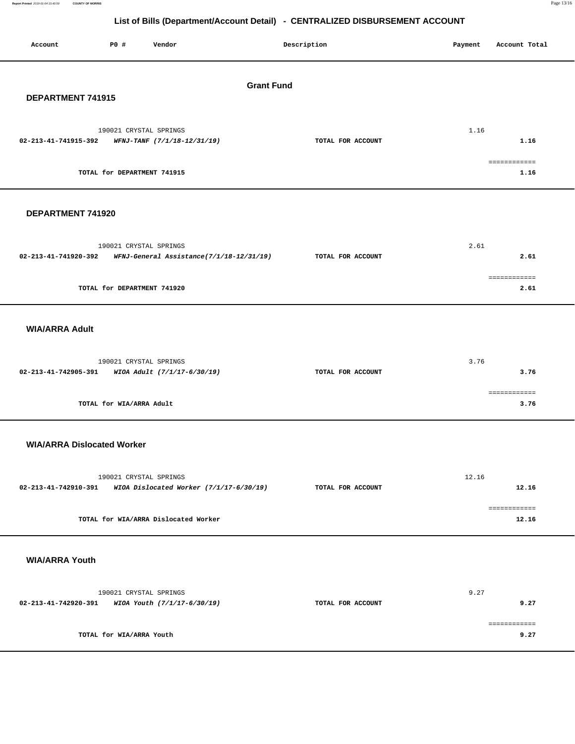## List of Bills (Department/Account Detail) - CENTRALIZED DISBURSEMENT ACCOUNT

| Account | PO # | Vendor | Description | Payment | Account Total |
|---|---|---|---|---|---|

### Grant Fund

#### DEPARTMENT 741915

| Account | PO # | Vendor | Description | Payment | Account Total |
|---|---|---|---|---|---|
| | 190021 | CRYSTAL SPRINGS | | 1.16 | |
| 02-213-41-741915-392 | | *WFNJ-TANF (7/1/18-12/31/19)* | **TOTAL FOR ACCOUNT** | | **1.16** |
| | | | | | ============ |
| | | **TOTAL for DEPARTMENT 741915** | | | **1.16** |

#### DEPARTMENT 741920

| Account | PO # | Vendor | Description | Payment | Account Total |
|---|---|---|---|---|---|
| | 190021 | CRYSTAL SPRINGS | | 2.61 | |
| 02-213-41-741920-392 | | *WFNJ-General Assistance(7/1/18-12/31/19)* | **TOTAL FOR ACCOUNT** | | **2.61** |
| | | | | | ============ |
| | | **TOTAL for DEPARTMENT 741920** | | | **2.61** |

#### WIA/ARRA Adult

| Account | PO # | Vendor | Description | Payment | Account Total |
|---|---|---|---|---|---|
| | 190021 | CRYSTAL SPRINGS | | 3.76 | |
| 02-213-41-742905-391 | | *WIOA Adult (7/1/17-6/30/19)* | **TOTAL FOR ACCOUNT** | | **3.76** |
| | | | | | ============ |
| | | **TOTAL for WIA/ARRA Adult** | | | **3.76** |

#### WIA/ARRA Dislocated Worker

| Account | PO # | Vendor | Description | Payment | Account Total |
|---|---|---|---|---|---|
| | 190021 | CRYSTAL SPRINGS | | 12.16 | |
| 02-213-41-742910-391 | | *WIOA Dislocated Worker (7/1/17-6/30/19)* | **TOTAL FOR ACCOUNT** | | **12.16** |
| | | | | | ============ |
| | | **TOTAL for WIA/ARRA Dislocated Worker** | | | **12.16** |

#### WIA/ARRA Youth

| Account | PO # | Vendor | Description | Payment | Account Total |
|---|---|---|---|---|---|
| | 190021 | CRYSTAL SPRINGS | | 9.27 | |
| 02-213-41-742920-391 | | *WIOA Youth (7/1/17-6/30/19)* | **TOTAL FOR ACCOUNT** | | **9.27** |
| | | | | | ============ |
| | | **TOTAL for WIA/ARRA Youth** | | | **9.27** |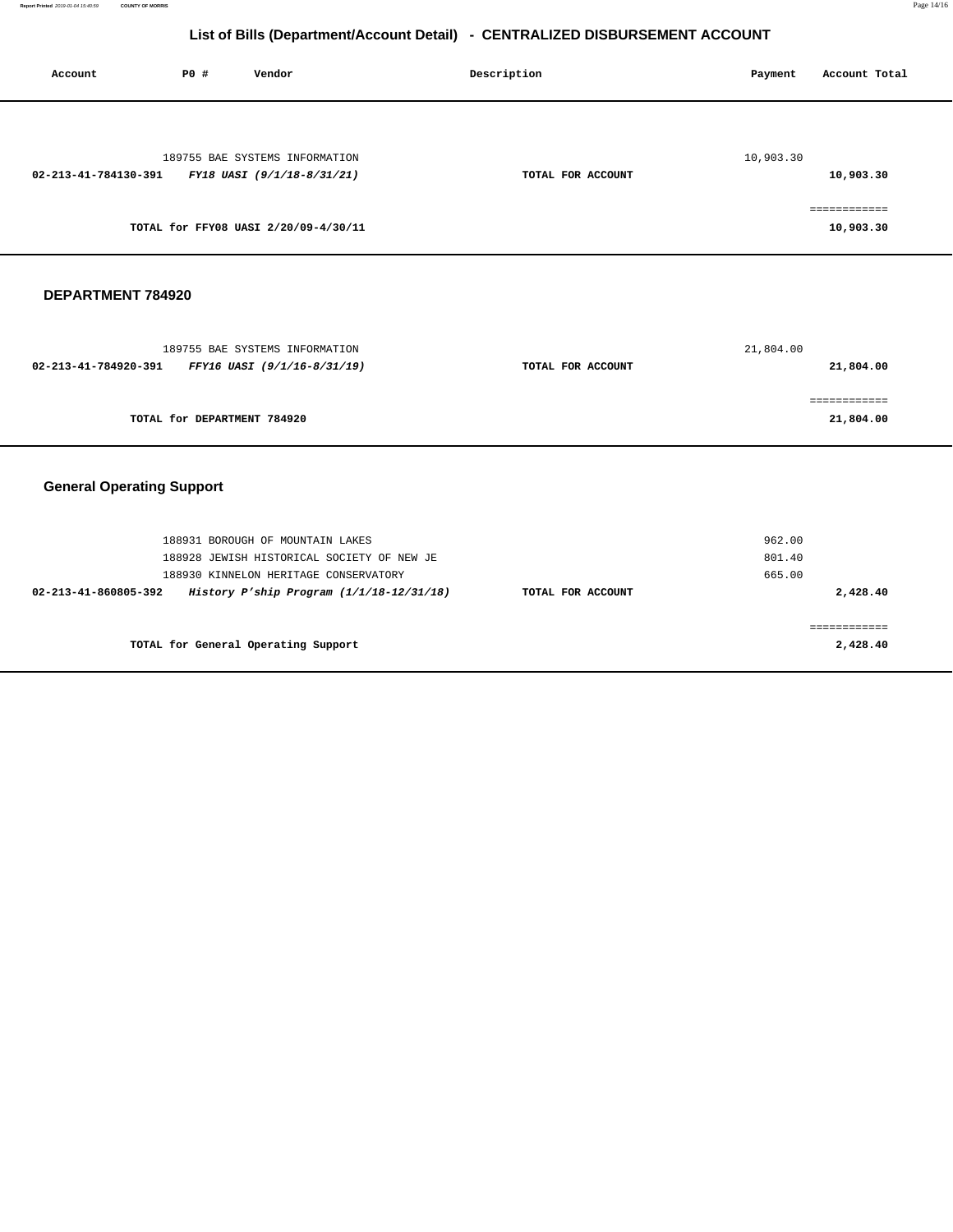## List of Bills (Department/Account Detail) - CENTRALIZED DISBURSEMENT ACCOUNT

| Account | PO # | Vendor | Description | Payment | Account Total |
|---|---|---|---|---|---|
| | 189755 | BAE SYSTEMS INFORMATION | | 10,903.30 | |
| **02-213-41-784130-391** | | ***FY18 UASI (9/1/18-8/31/21)*** | **TOTAL FOR ACCOUNT** | | **10,903.30** |
| | | | | | ============ |
| | | **TOTAL for FFY08 UASI 2/20/09-4/30/11** | | | **10,903.30** |

### DEPARTMENT 784920

| Account | PO # | Vendor | Description | Payment | Account Total |
|---|---|---|---|---|---|
| | 189755 | BAE SYSTEMS INFORMATION | | 21,804.00 | |
| **02-213-41-784920-391** | | ***FFY16 UASI (9/1/16-8/31/19)*** | **TOTAL FOR ACCOUNT** | | **21,804.00** |
| | | | | | ============ |
| | | **TOTAL for DEPARTMENT 784920** | | | **21,804.00** |

### General Operating Support

| Account | PO # | Vendor | Description | Payment | Account Total |
|---|---|---|---|---|---|
| | 188931 | BOROUGH OF MOUNTAIN LAKES | | 962.00 | |
| | 188928 | JEWISH HISTORICAL SOCIETY OF NEW JE | | 801.40 | |
| | 188930 | KINNELON HERITAGE CONSERVATORY | | 665.00 | |
| **02-213-41-860805-392** | | ***History P'ship Program (1/1/18-12/31/18)*** | **TOTAL FOR ACCOUNT** | | **2,428.40** |
| | | | | | ============ |
| | | **TOTAL for General Operating Support** | | | **2,428.40** |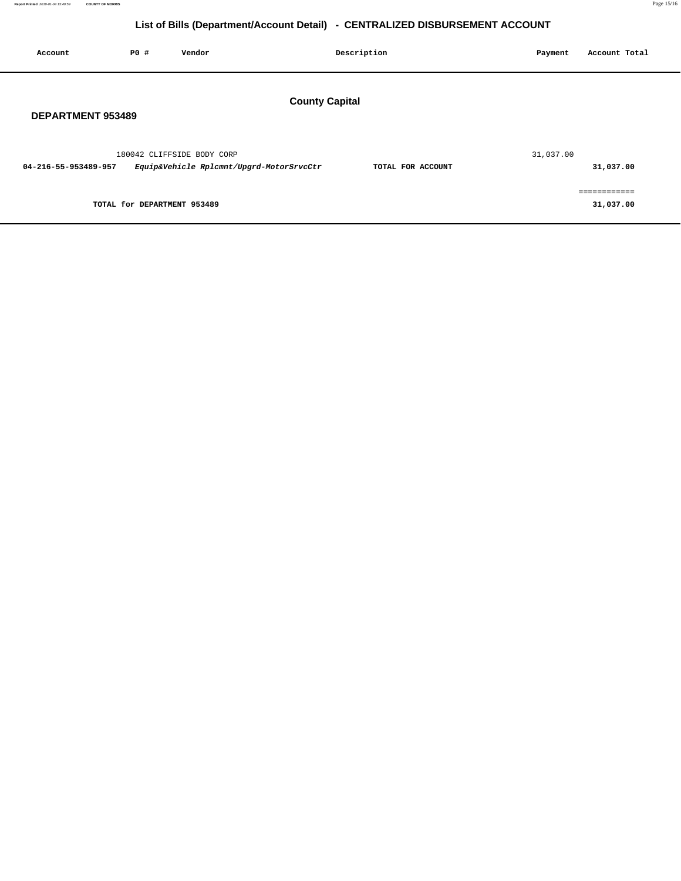# List of Bills (Department/Account Detail) - CENTRALIZED DISBURSEMENT ACCOUNT

| Account | PO # | Vendor | Description | Payment | Account Total |
|---|---|---|---|---|---|

## County Capital

### DEPARTMENT 953489

| Account | PO # | Vendor | Description | Payment | Account Total |
|---|---|---|---|---|---|
| | 180042 | CLIFFSIDE BODY CORP | | 31,037.00 | |
| **04-216-55-953489-957** | | ***Equip&Vehicle Rplcmnt/Upgrd-MotorSrvcCtr*** | **TOTAL FOR ACCOUNT** | | **31,037.00** |
| | | | | | ============ |
| **TOTAL for DEPARTMENT 953489** | | | | | **31,037.00** |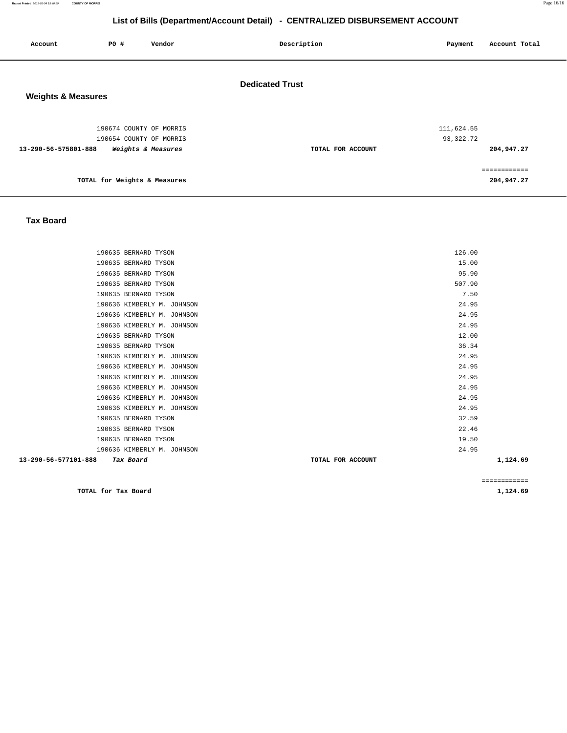## List of Bills (Department/Account Detail) - CENTRALIZED DISBURSEMENT ACCOUNT

### Dedicated Trust

### Weights & Measures

| Account | PO # | Vendor | Description | Payment | Account Total |
|---|---|---|---|---|---|
| | 190674 | COUNTY OF MORRIS | | 111,624.55 | |
| | 190654 | COUNTY OF MORRIS | | 93,322.72 | |
| **13-290-56-575801-888** | | ***Weights & Measures*** | **TOTAL FOR ACCOUNT** | | **204,947.27** |
| | | | | | ============ |
| | **TOTAL for Weights & Measures** | | | | **204,947.27** |

### Tax Board

| Account | PO # | Vendor | Description | Payment | Account Total |
|---|---|---|---|---|---|
| | 190635 | BERNARD TYSON | | 126.00 | |
| | 190635 | BERNARD TYSON | | 15.00 | |
| | 190635 | BERNARD TYSON | | 95.90 | |
| | 190635 | BERNARD TYSON | | 507.90 | |
| | 190635 | BERNARD TYSON | | 7.50 | |
| | 190636 | KIMBERLY M. JOHNSON | | 24.95 | |
| | 190636 | KIMBERLY M. JOHNSON | | 24.95 | |
| | 190636 | KIMBERLY M. JOHNSON | | 24.95 | |
| | 190635 | BERNARD TYSON | | 12.00 | |
| | 190635 | BERNARD TYSON | | 36.34 | |
| | 190636 | KIMBERLY M. JOHNSON | | 24.95 | |
| | 190636 | KIMBERLY M. JOHNSON | | 24.95 | |
| | 190636 | KIMBERLY M. JOHNSON | | 24.95 | |
| | 190636 | KIMBERLY M. JOHNSON | | 24.95 | |
| | 190636 | KIMBERLY M. JOHNSON | | 24.95 | |
| | 190636 | KIMBERLY M. JOHNSON | | 24.95 | |
| | 190635 | BERNARD TYSON | | 32.59 | |
| | 190635 | BERNARD TYSON | | 22.46 | |
| | 190635 | BERNARD TYSON | | 19.50 | |
| | 190636 | KIMBERLY M. JOHNSON | | 24.95 | |
| **13-290-56-577101-888** | | ***Tax Board*** | **TOTAL FOR ACCOUNT** | | **1,124.69** |
| | | | | | ============ |
| | **TOTAL for Tax Board** | | | | **1,124.69** |